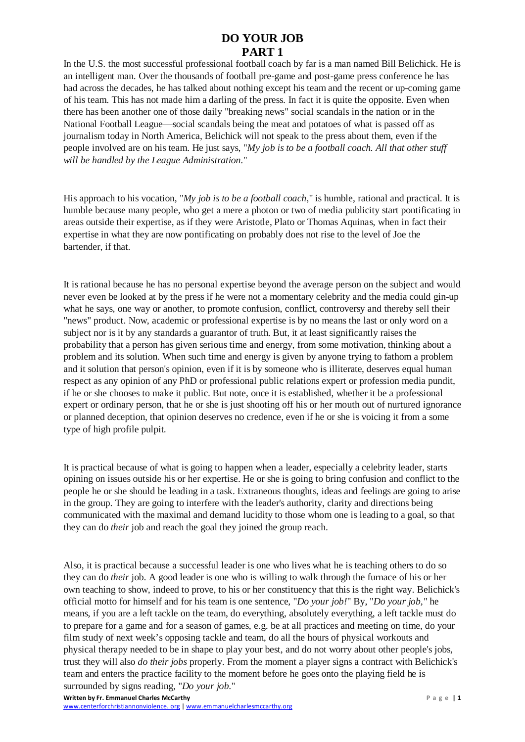# DO YOUR JOB
# PART 1

In the U.S. the most successful professional football coach by far is a man named Bill Belichick. He is an intelligent man. Over the thousands of football pre-game and post-game press conference he has had across the decades, he has talked about nothing except his team and the recent or up-coming game of his team. This has not made him a darling of the press. In fact it is quite the opposite. Even when there has been another one of those daily "breaking news" social scandals in the nation or in the National Football League—social scandals being the meat and potatoes of what is passed off as journalism today in North America, Belichick will not speak to the press about them, even if the people involved are on his team. He just says, "*My job is to be a football coach. All that other stuff will be handled by the League Administration*."

His approach to his vocation, "*My job is to be a football coach*," is humble, rational and practical. It is humble because many people, who get a mere a photon or two of media publicity start pontificating in areas outside their expertise, as if they were Aristotle, Plato or Thomas Aquinas, when in fact their expertise in what they are now pontificating on probably does not rise to the level of Joe the bartender, if that.

It is rational because he has no personal expertise beyond the average person on the subject and would never even be looked at by the press if he were not a momentary celebrity and the media could gin-up what he says, one way or another, to promote confusion, conflict, controversy and thereby sell their "news" product. Now, academic or professional expertise is by no means the last or only word on a subject nor is it by any standards a guarantor of truth. But, it at least significantly raises the probability that a person has given serious time and energy, from some motivation, thinking about a problem and its solution. When such time and energy is given by anyone trying to fathom a problem and it solution that person's opinion, even if it is by someone who is illiterate, deserves equal human respect as any opinion of any PhD or professional public relations expert or profession media pundit, if he or she chooses to make it public. But note, once it is established, whether it be a professional expert or ordinary person, that he or she is just shooting off his or her mouth out of nurtured ignorance or planned deception, that opinion deserves no credence, even if he or she is voicing it from a some type of high profile pulpit.

It is practical because of what is going to happen when a leader, especially a celebrity leader, starts opining on issues outside his or her expertise. He or she is going to bring confusion and conflict to the people he or she should be leading in a task. Extraneous thoughts, ideas and feelings are going to arise in the group. They are going to interfere with the leader's authority, clarity and directions being communicated with the maximal and demand lucidity to those whom one is leading to a goal, so that they can do *their* job and reach the goal they joined the group reach.

Also, it is practical because a successful leader is one who lives what he is teaching others to do so they can do *their* job. A good leader is one who is willing to walk through the furnace of his or her own teaching to show, indeed to prove, to his or her constituency that this is the right way. Belichick's official motto for himself and for his team is one sentence, "*Do your job!*" By, "*Do your job,*" he means, if you are a left tackle on the team, do everything, absolutely everything, a left tackle must do to prepare for a game and for a season of games, e.g. be at all practices and meeting on time, do your film study of next week's opposing tackle and team, do all the hours of physical workouts and physical therapy needed to be in shape to play your best, and do not worry about other people's jobs, trust they will also *do their jobs* properly. From the moment a player signs a contract with Belichick's team and enters the practice facility to the moment before he goes onto the playing field he is surrounded by signs reading, "*Do your job*."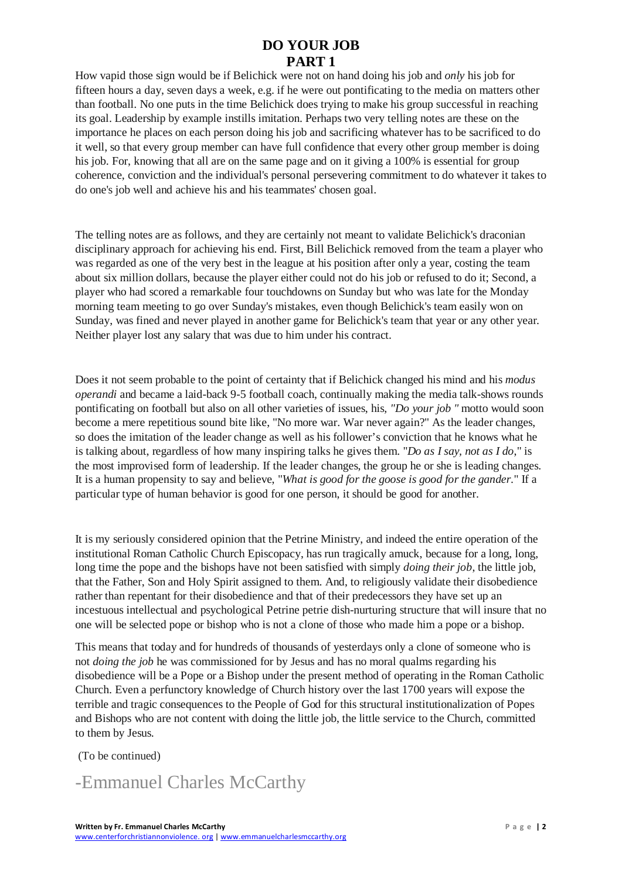# DO YOUR JOB
# PART 1

How vapid those sign would be if Belichick were not on hand doing his job and *only* his job for fifteen hours a day, seven days a week, e.g. if he were out pontificating to the media on matters other than football. No one puts in the time Belichick does trying to make his group successful in reaching its goal. Leadership by example instills imitation. Perhaps two very telling notes are these on the importance he places on each person doing his job and sacrificing whatever has to be sacrificed to do it well, so that every group member can have full confidence that every other group member is doing his job. For, knowing that all are on the same page and on it giving a 100% is essential for group coherence, conviction and the individual's personal persevering commitment to do whatever it takes to do one's job well and achieve his and his teammates' chosen goal.

The telling notes are as follows, and they are certainly not meant to validate Belichick's draconian disciplinary approach for achieving his end. First, Bill Belichick removed from the team a player who was regarded as one of the very best in the league at his position after only a year, costing the team about six million dollars, because the player either could not do his job or refused to do it; Second, a player who had scored a remarkable four touchdowns on Sunday but who was late for the Monday morning team meeting to go over Sunday's mistakes, even though Belichick's team easily won on Sunday, was fined and never played in another game for Belichick's team that year or any other year. Neither player lost any salary that was due to him under his contract.

Does it not seem probable to the point of certainty that if Belichick changed his mind and his *modus operandi* and became a laid-back 9-5 football coach, continually making the media talk-shows rounds pontificating on football but also on all other varieties of issues, his, *"Do your job "* motto would soon become a mere repetitious sound bite like, "No more war. War never again?" As the leader changes, so does the imitation of the leader change as well as his follower's conviction that he knows what he is talking about, regardless of how many inspiring talks he gives them. "*Do as I say, not as I do*," is the most improvised form of leadership. If the leader changes, the group he or she is leading changes. It is a human propensity to say and believe, "*What is good for the goose is good for the gander.*" If a particular type of human behavior is good for one person, it should be good for another.

It is my seriously considered opinion that the Petrine Ministry, and indeed the entire operation of the institutional Roman Catholic Church Episcopacy, has run tragically amuck, because for a long, long, long time the pope and the bishops have not been satisfied with simply *doing their job*, the little job, that the Father, Son and Holy Spirit assigned to them. And, to religiously validate their disobedience rather than repentant for their disobedience and that of their predecessors they have set up an incestuous intellectual and psychological Petrine petrie dish-nurturing structure that will insure that no one will be selected pope or bishop who is not a clone of those who made him a pope or a bishop.

This means that today and for hundreds of thousands of yesterdays only a clone of someone who is not *doing the job* he was commissioned for by Jesus and has no moral qualms regarding his disobedience will be a Pope or a Bishop under the present method of operating in the Roman Catholic Church. Even a perfunctory knowledge of Church history over the last 1700 years will expose the terrible and tragic consequences to the People of God for this structural institutionalization of Popes and Bishops who are not content with doing the little job, the little service to the Church, committed to them by Jesus.

(To be continued)

-Emmanuel Charles McCarthy